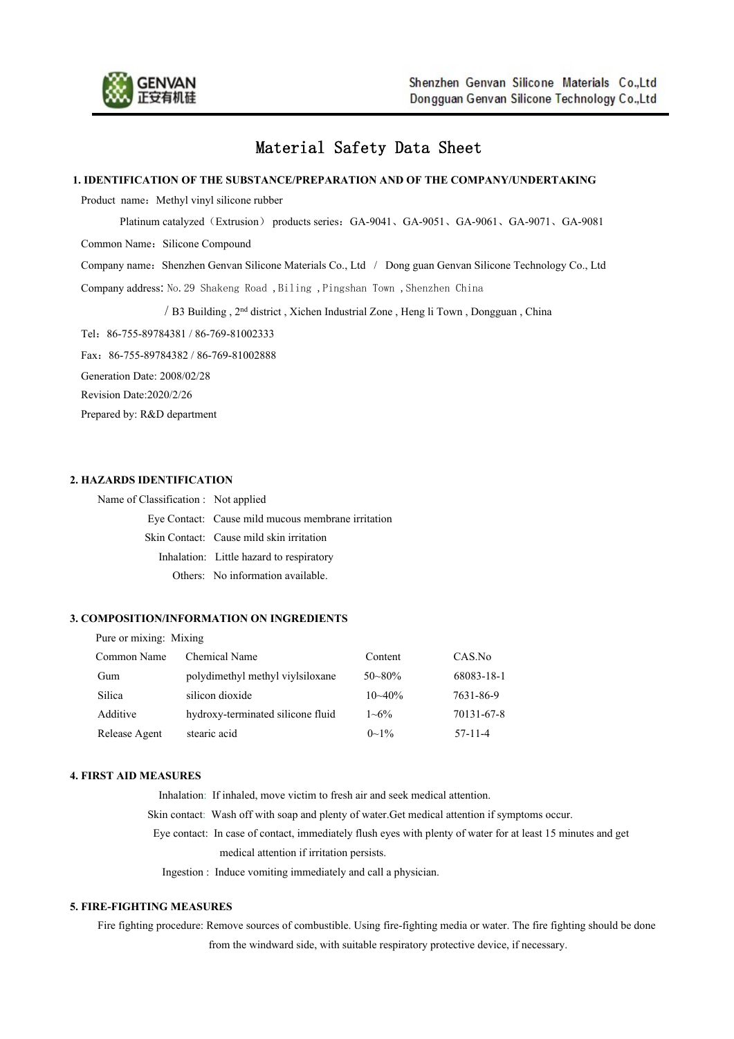# Material Safety Data Sheet

## 1. IDENTIFICATION OF THE SUBSTANCE/PREPARATION AND OF THE COMPANY/UNDERTAKING

Product name：Methyl vinyl silicone rubber

Platinum catalyzed（Extrusion） products series：GA-9041、GA-9051、GA-9061、GA-9071、GA-9081

Common Name：Silicone Compound

Company name：Shenzhen Genvan Silicone Materials Co., Ltd / Dong guan Genvan Silicone Technology Co., Ltd

Company address: No.29 Shakeng Road ,Biling ,Pingshan Town ,Shenzhen China

/ B3 Building , 2nd district , Xichen Industrial Zone , Heng li Town , Dongguan , China

Tel：86-755-89784381 / 86-769-81002333

Fax：86-755-89784382 / 86-769-81002888

Generation Date: 2008/02/28

Revision Date:2020/2/26

Prepared by: R&D department

## 2. HAZARDS IDENTIFICATION

Name of Classification : Not applied

Eye Contact: Cause mild mucous membrane irritation

Skin Contact: Cause mild skin irritation

Inhalation: Little hazard to respiratory

Others: No information available.

## 3. COMPOSITION/INFORMATION ON INGREDIENTS

Pure or mixing: Mixing

| Common Name | Chemical Name | Content | CAS.No |
|---|---|---|---|
| Gum | polydimethyl methyl viylsiloxane | 50~80% | 68083-18-1 |
| Silica | silicon dioxide | 10~40% | 7631-86-9 |
| Additive | hydroxy-terminated silicone fluid | 1~6% | 70131-67-8 |
| Release Agent | stearic acid | 0~1% | 57-11-4 |

## 4. FIRST AID MEASURES

Inhalation: If inhaled, move victim to fresh air and seek medical attention.

Skin contact: Wash off with soap and plenty of water.Get medical attention if symptoms occur.

Eye contact: In case of contact, immediately flush eyes with plenty of water for at least 15 minutes and get medical attention if irritation persists.

Ingestion : Induce vomiting immediately and call a physician.

## 5. FIRE-FIGHTING MEASURES

Fire fighting procedure: Remove sources of combustible. Using fire-fighting media or water. The fire fighting should be done from the windward side, with suitable respiratory protective device, if necessary.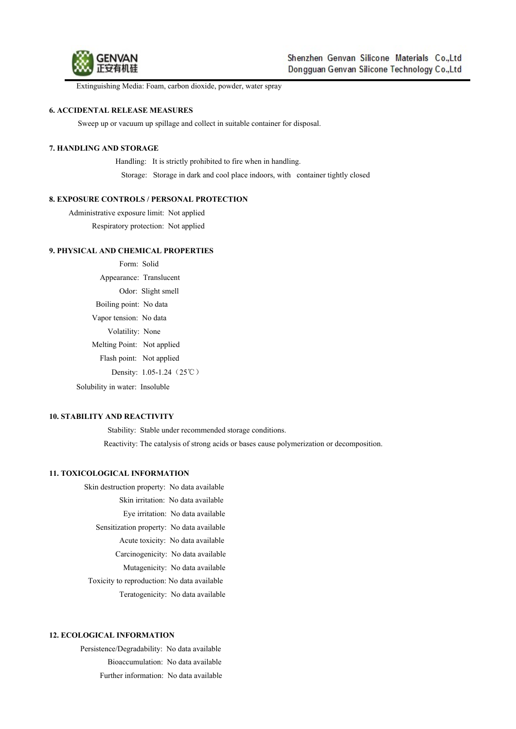Extinguishing Media: Foam, carbon dioxide, powder, water spray

## 6. ACCIDENTAL RELEASE MEASURES

Sweep up or vacuum up spillage and collect in suitable container for disposal.

## 7. HANDLING AND STORAGE

Handling: It is strictly prohibited to fire when in handling.

Storage: Storage in dark and cool place indoors, with container tightly closed

## 8. EXPOSURE CONTROLS / PERSONAL PROTECTION

Administrative exposure limit: Not applied

Respiratory protection: Not applied

## 9. PHYSICAL AND CHEMICAL PROPERTIES

Form: Solid

Appearance: Translucent

Odor: Slight smell

Boiling point: No data

Vapor tension: No data

Volatility: None

Melting Point: Not applied

Flash point: Not applied

Density: 1.05-1.24（25℃）

Solubility in water: Insoluble

## 10. STABILITY AND REACTIVITY

Stability: Stable under recommended storage conditions.

Reactivity: The catalysis of strong acids or bases cause polymerization or decomposition.

## 11. TOXICOLOGICAL INFORMATION

Skin destruction property: No data available

Skin irritation: No data available

Eye irritation: No data available

Sensitization property: No data available

Acute toxicity: No data available

Carcinogenicity: No data available

Mutagenicity: No data available

Toxicity to reproduction: No data available

Teratogenicity: No data available

## 12. ECOLOGICAL INFORMATION

Persistence/Degradability: No data available

Bioaccumulation: No data available

Further information: No data available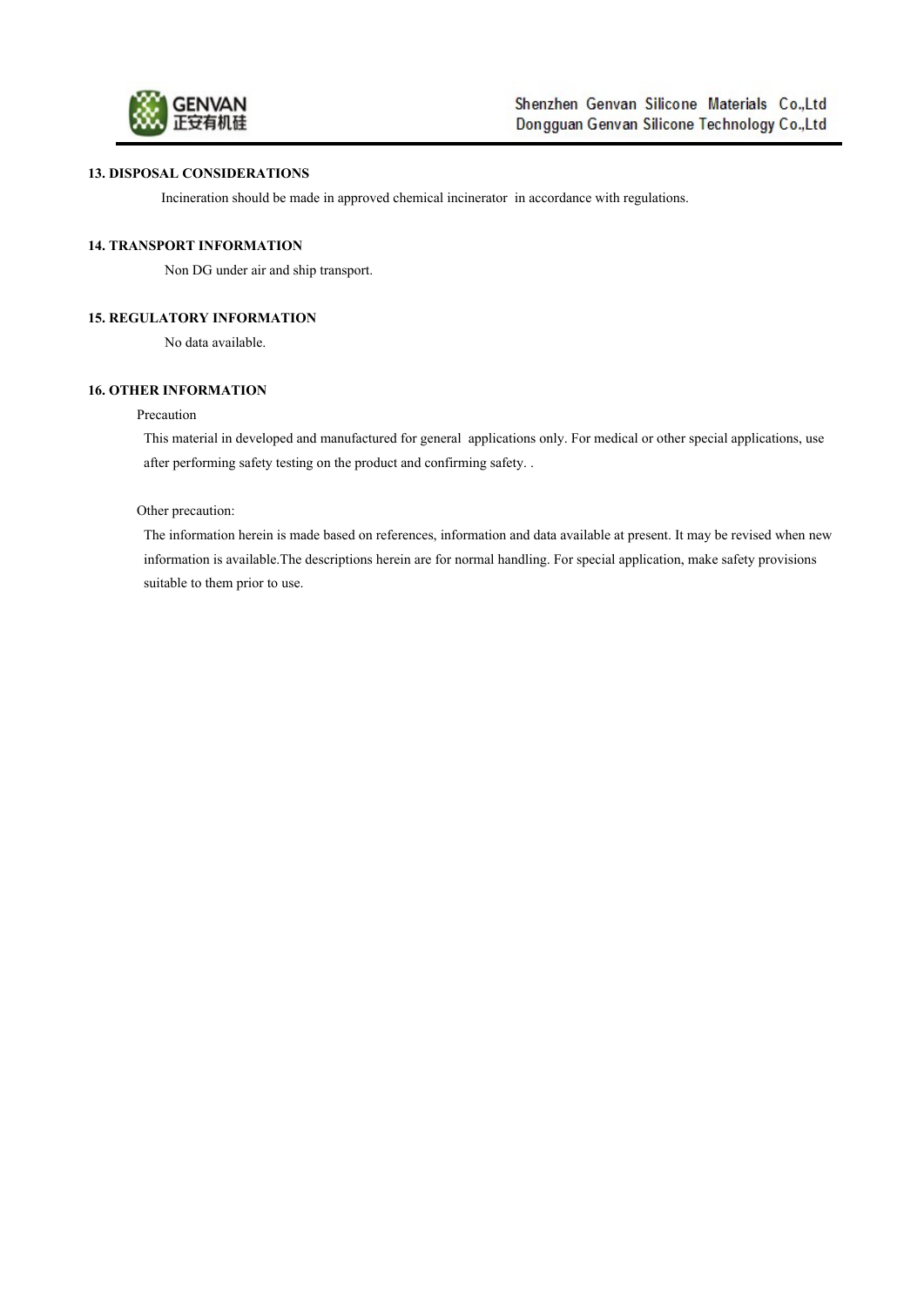## 13. DISPOSAL CONSIDERATIONS

Incineration should be made in approved chemical incinerator in accordance with regulations.

## 14. TRANSPORT INFORMATION

Non DG under air and ship transport.

## 15. REGULATORY INFORMATION

No data available.

## 16. OTHER INFORMATION

Precaution

This material in developed and manufactured for general applications only. For medical or other special applications, use after performing safety testing on the product and confirming safety. .

Other precaution:

The information herein is made based on references, information and data available at present. It may be revised when new information is available.The descriptions herein are for normal handling. For special application, make safety provisions suitable to them prior to use.